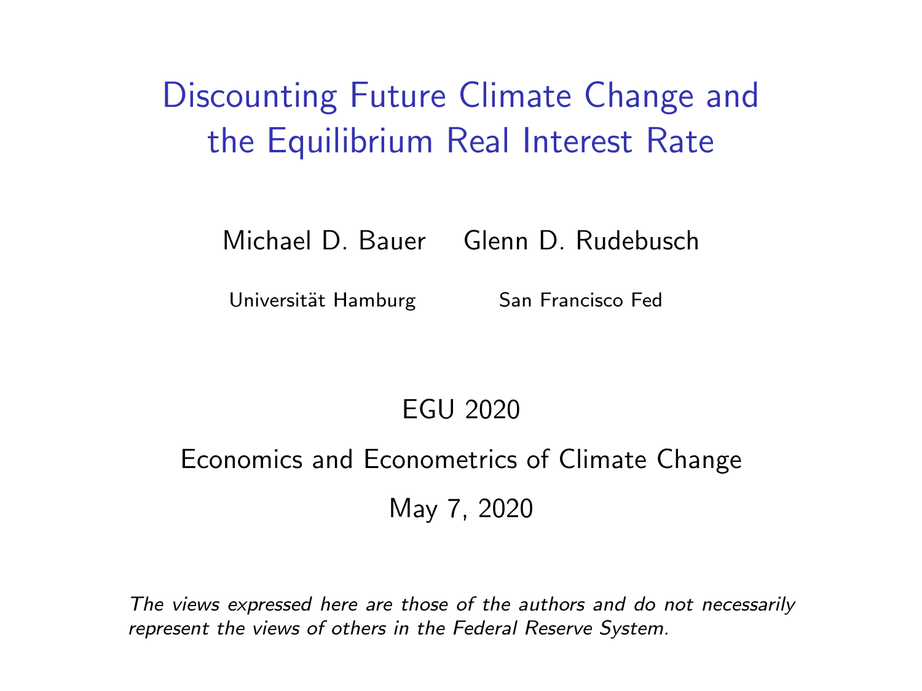# Discounting Future Climate Change and the Equilibrium Real Interest Rate

Michael D. Bauer    Glenn D. Rudebusch

Universität Hamburg    San Francisco Fed

EGU 2020

Economics and Econometrics of Climate Change

May 7, 2020

*The views expressed here are those of the authors and do not necessarily represent the views of others in the Federal Reserve System.*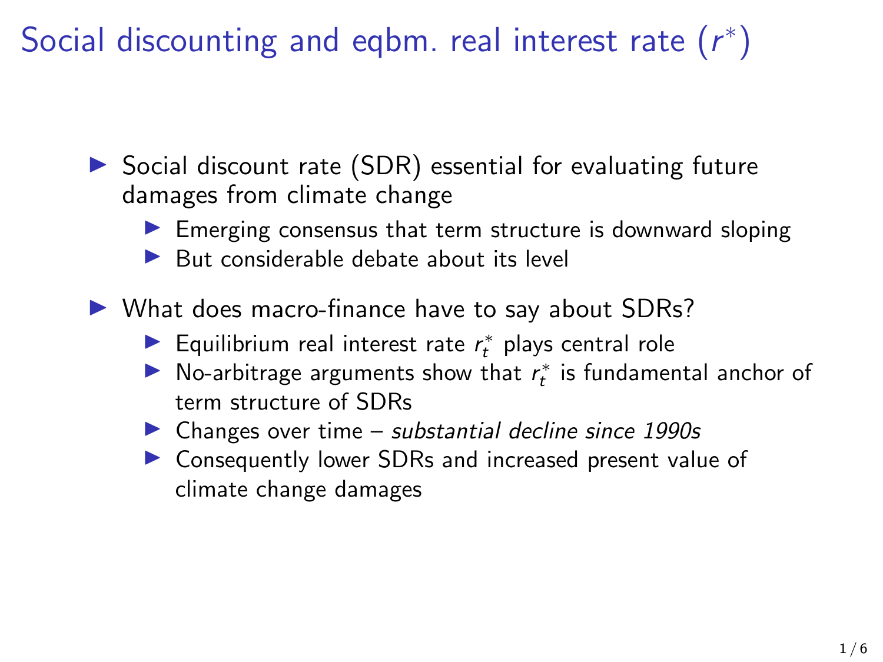# Social discounting and eqbm. real interest rate ($r^*$)

- Social discount rate (SDR) essential for evaluating future damages from climate change
  - Emerging consensus that term structure is downward sloping
  - But considerable debate about its level
- What does macro-finance have to say about SDRs?
  - Equilibrium real interest rate $r_t^*$ plays central role
  - No-arbitrage arguments show that $r_t^*$ is fundamental anchor of term structure of SDRs
  - Changes over time – *substantial decline since 1990s*
  - Consequently lower SDRs and increased present value of climate change damages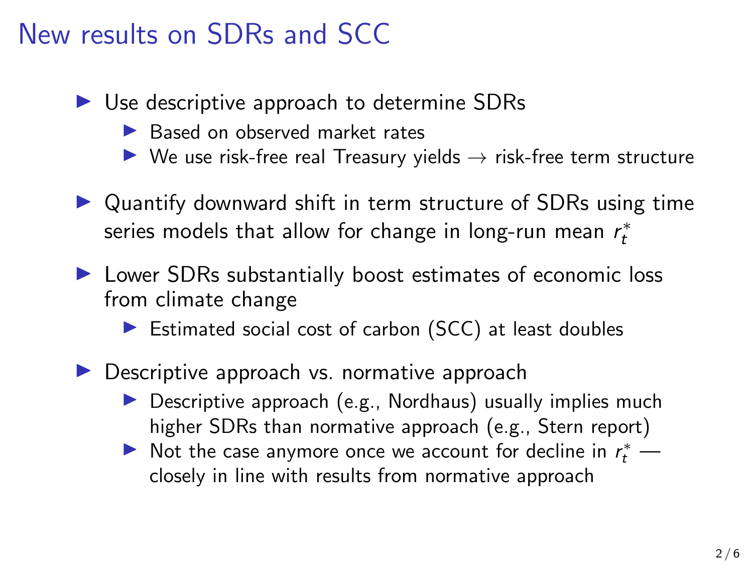# New results on SDRs and SCC

- Use descriptive approach to determine SDRs
  - Based on observed market rates
  - We use risk-free real Treasury yields $\rightarrow$ risk-free term structure
- Quantify downward shift in term structure of SDRs using time series models that allow for change in long-run mean $r_t^*$
- Lower SDRs substantially boost estimates of economic loss from climate change
  - Estimated social cost of carbon (SCC) at least doubles
- Descriptive approach vs. normative approach
  - Descriptive approach (e.g., Nordhaus) usually implies much higher SDRs than normative approach (e.g., Stern report)
  - Not the case anymore once we account for decline in $r_t^*$ — closely in line with results from normative approach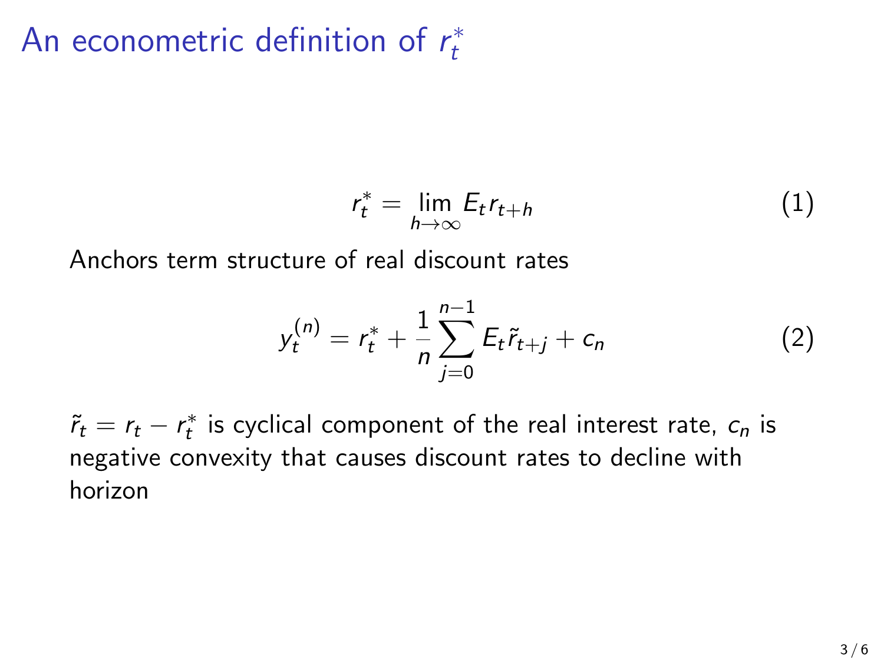# An econometric definition of $r_t^*$

$$r_t^* = \lim_{h \to \infty} E_t r_{t+h} \tag{1}$$

Anchors term structure of real discount rates

$$y_t^{(n)} = r_t^* + \frac{1}{n} \sum_{j=0}^{n-1} E_t \tilde{r}_{t+j} + c_n \tag{2}$$

$\tilde{r}_t = r_t - r_t^*$ is cyclical component of the real interest rate, $c_n$ is negative convexity that causes discount rates to decline with horizon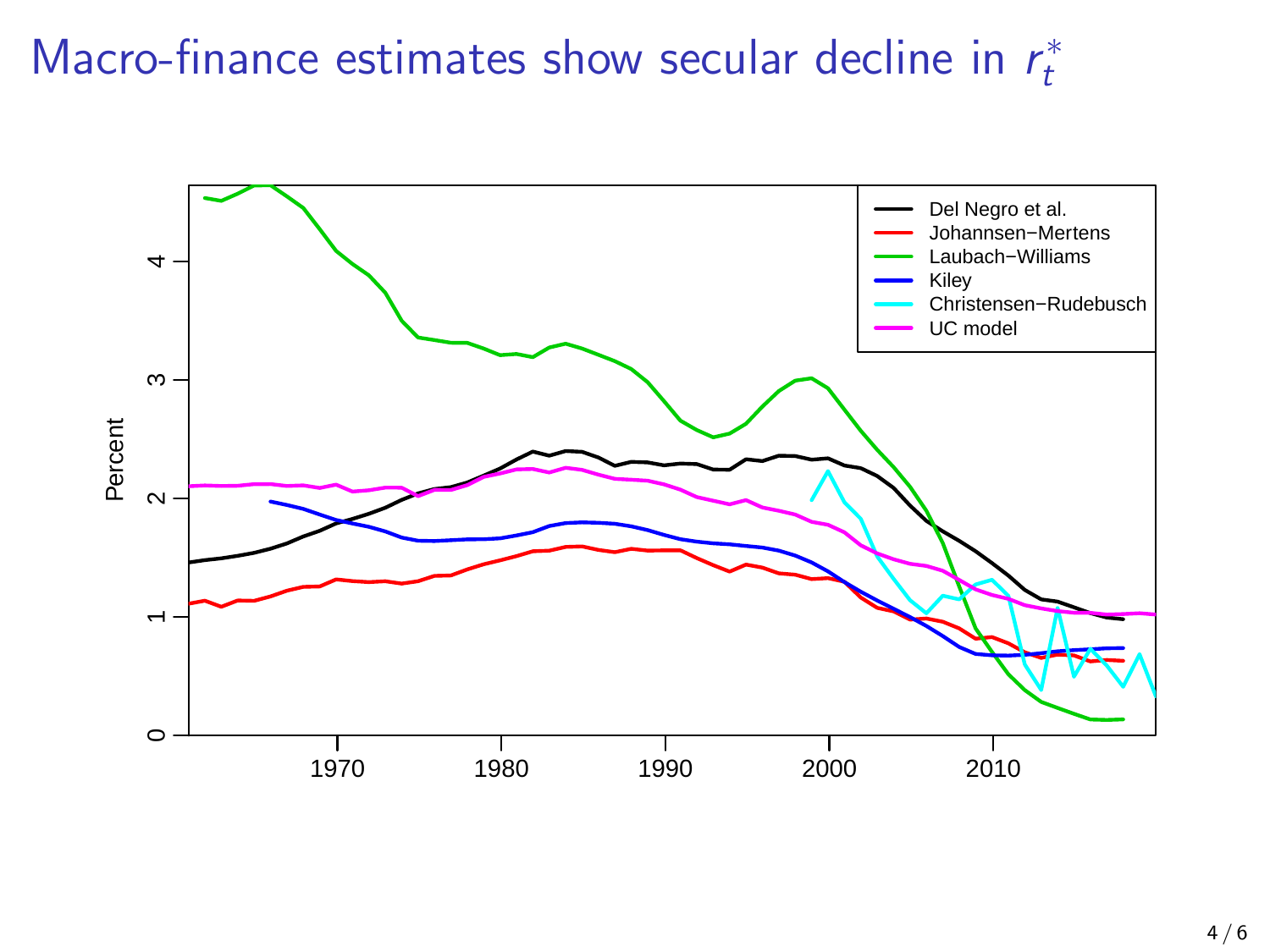# Macro-finance estimates show secular decline in $r_t^*$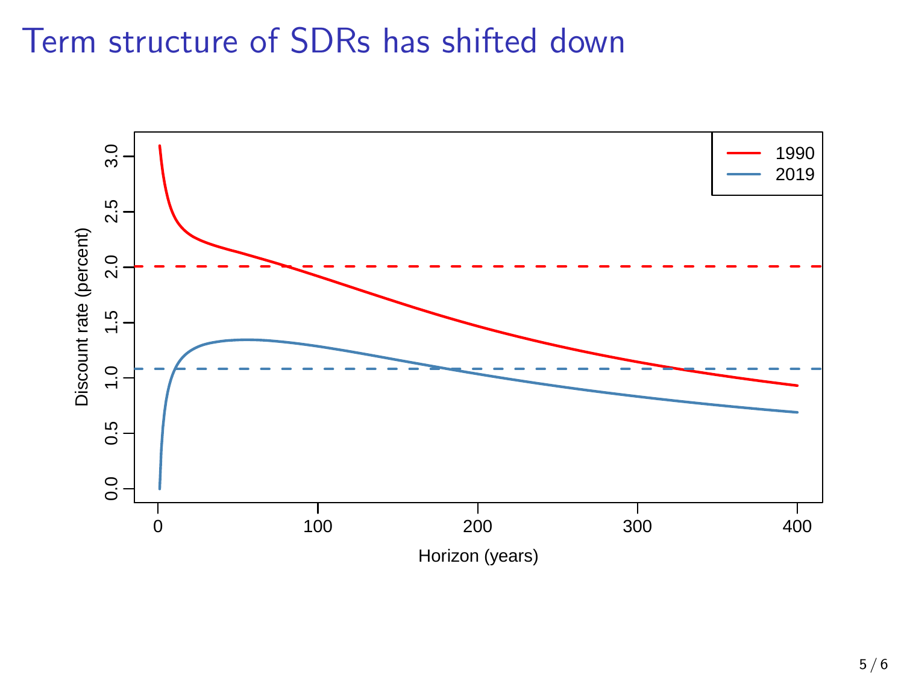# Term structure of SDRs has shifted down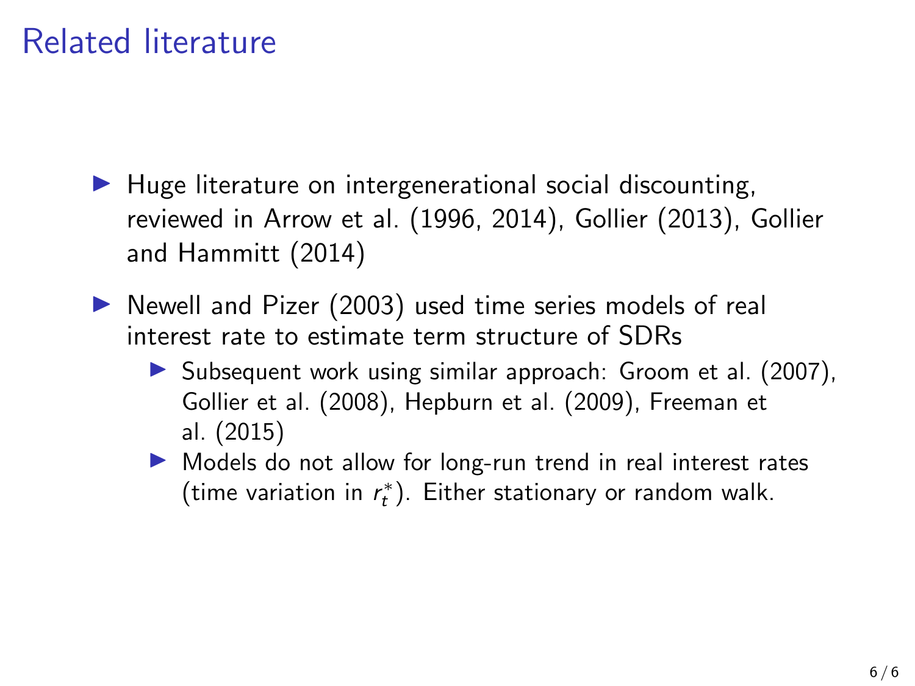# Related literature

- Huge literature on intergenerational social discounting, reviewed in Arrow et al. (1996, 2014), Gollier (2013), Gollier and Hammitt (2014)
- Newell and Pizer (2003) used time series models of real interest rate to estimate term structure of SDRs
  - Subsequent work using similar approach: Groom et al. (2007), Gollier et al. (2008), Hepburn et al. (2009), Freeman et al. (2015)
  - Models do not allow for long-run trend in real interest rates (time variation in $r_t^*$). Either stationary or random walk.